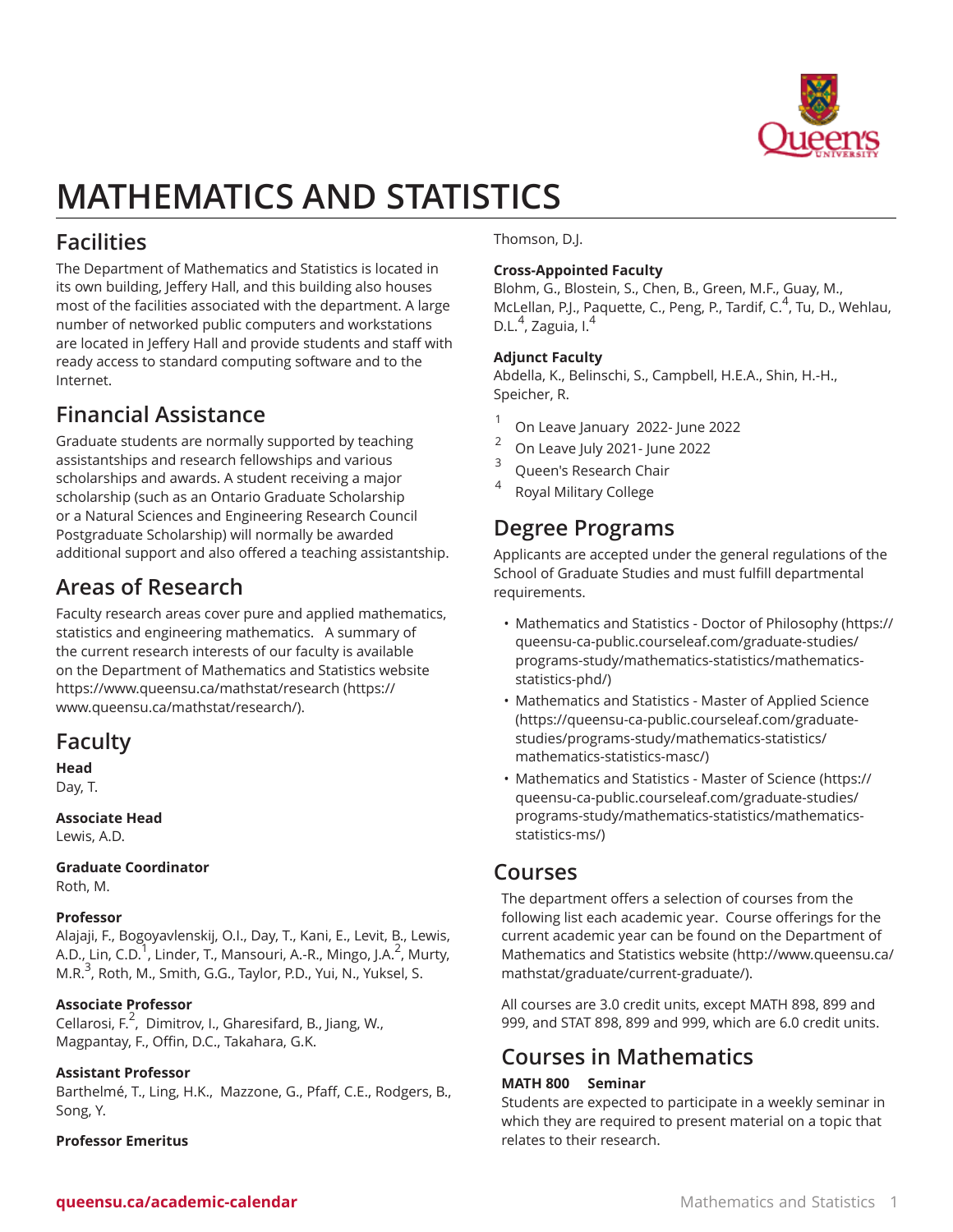# MATHEMATICS AND STATISTICS

## Facilities

The Department of Mathematics and Statistics is located in its own building, Jeffery Hall, and this building also houses most of the facilities associated with the department. A large number of networked public computers and workstations are located in Jeffery Hall and provide students and staff with ready access to standard computing software and to the Internet.

## Financial Assistance

Graduate students are normally supported by teaching assistantships and research fellowships and various scholarships and awards. A student receiving a major scholarship (such as an Ontario Graduate Scholarship or a Natural Sciences and Engineering Research Council Postgraduate Scholarship) will normally be awarded additional support and also offered a teaching assistantship.

## Areas of Research

Faculty research areas cover pure and applied mathematics, statistics and engineering mathematics. A summary of the current research interests of our faculty is available on the Department of Mathematics and Statistics website https://www.queensu.ca/mathstat/research (https://www.queensu.ca/mathstat/research/).

## Faculty

**Head**
Day, T.

**Associate Head**
Lewis, A.D.

**Graduate Coordinator**
Roth, M.

**Professor**
Alajaji, F., Bogoyavlenskij, O.I., Day, T., Kani, E., Levit, B., Lewis, A.D., Lin, C.D.[1], Linder, T., Mansouri, A.-R., Mingo, J.A.[2], Murty, M.R.[3], Roth, M., Smith, G.G., Taylor, P.D., Yui, N., Yuksel, S.

**Associate Professor**
Cellarosi, F.[2], Dimitrov, I., Gharesifard, B., Jiang, W., Magpantay, F., Offin, D.C., Takahara, G.K.

**Assistant Professor**
Barthelmé, T., Ling, H.K., Mazzone, G., Pfaff, C.E., Rodgers, B., Song, Y.

**Professor Emeritus**
Thomson, D.J.

**Cross-Appointed Faculty**
Blohm, G., Blostein, S., Chen, B., Green, M.F., Guay, M., McLellan, P.J., Paquette, C., Peng, P., Tardif, C.[4], Tu, D., Wehlau, D.L.[4], Zaguia, I.[4]

**Adjunct Faculty**
Abdella, K., Belinschi, S., Campbell, H.E.A., Shin, H.-H., Speicher, R.

[1] On Leave January 2022- June 2022
[2] On Leave July 2021- June 2022
[3] Queen's Research Chair
[4] Royal Military College

## Degree Programs

Applicants are accepted under the general regulations of the School of Graduate Studies and must fulfill departmental requirements.

- Mathematics and Statistics - Doctor of Philosophy (https://queensu-ca-public.courseleaf.com/graduate-studies/programs-study/mathematics-statistics/mathematics-statistics-phd/)
- Mathematics and Statistics - Master of Applied Science (https://queensu-ca-public.courseleaf.com/graduate-studies/programs-study/mathematics-statistics/mathematics-statistics-masc/)
- Mathematics and Statistics - Master of Science (https://queensu-ca-public.courseleaf.com/graduate-studies/programs-study/mathematics-statistics/mathematics-statistics-ms/)

## Courses

The department offers a selection of courses from the following list each academic year. Course offerings for the current academic year can be found on the Department of Mathematics and Statistics website (http://www.queensu.ca/mathstat/graduate/current-graduate/).

All courses are 3.0 credit units, except MATH 898, 899 and 999, and STAT 898, 899 and 999, which are 6.0 credit units.

## Courses in Mathematics

**MATH 800 Seminar**
Students are expected to participate in a weekly seminar in which they are required to present material on a topic that relates to their research.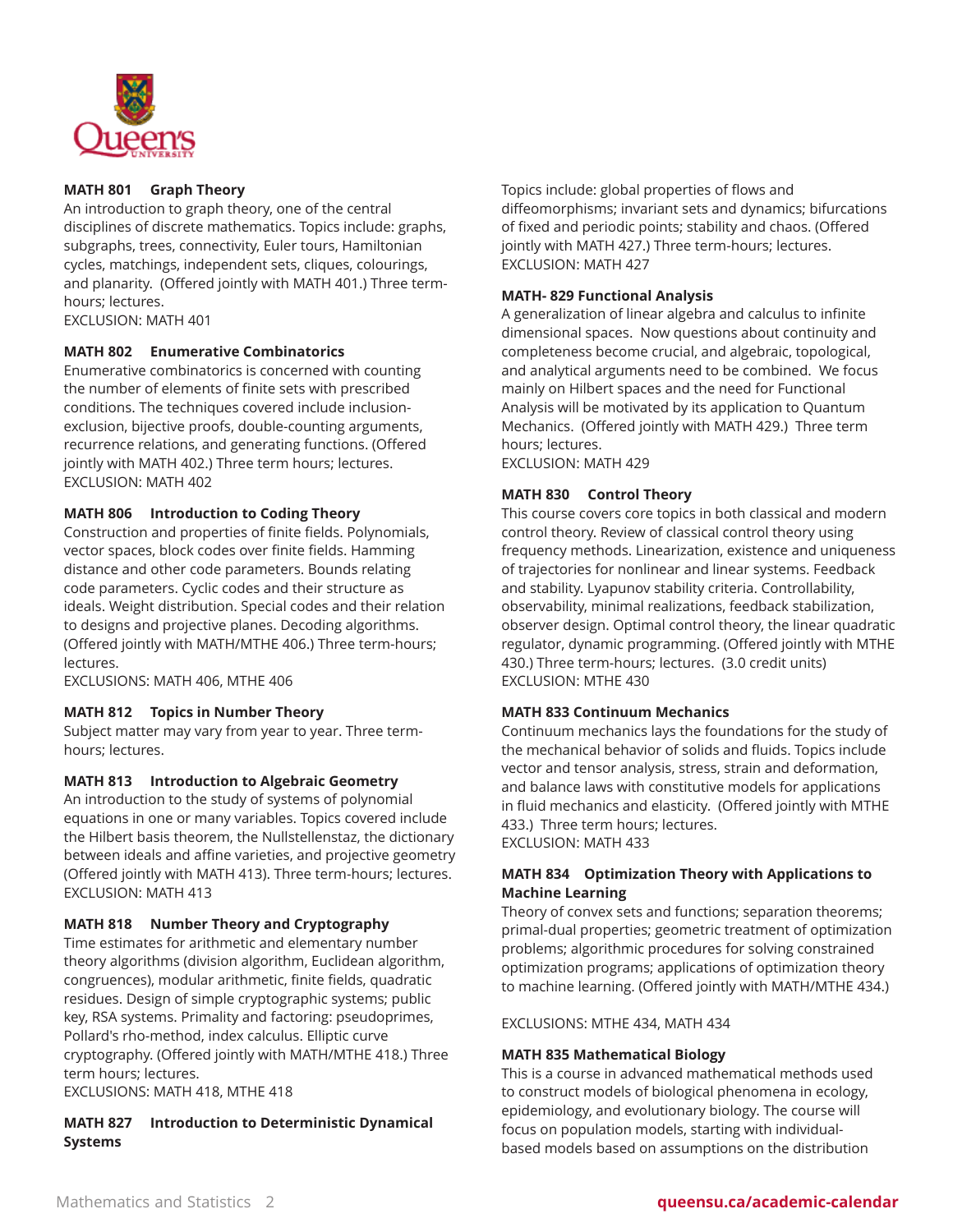**MATH 801 Graph Theory**
An introduction to graph theory, one of the central disciplines of discrete mathematics. Topics include: graphs, subgraphs, trees, connectivity, Euler tours, Hamiltonian cycles, matchings, independent sets, cliques, colourings, and planarity. (Offered jointly with MATH 401.) Three term-hours; lectures.
EXCLUSION: MATH 401

**MATH 802 Enumerative Combinatorics**
Enumerative combinatorics is concerned with counting the number of elements of finite sets with prescribed conditions. The techniques covered include inclusion-exclusion, bijective proofs, double-counting arguments, recurrence relations, and generating functions. (Offered jointly with MATH 402.) Three term hours; lectures.
EXCLUSION: MATH 402

**MATH 806 Introduction to Coding Theory**
Construction and properties of finite fields. Polynomials, vector spaces, block codes over finite fields. Hamming distance and other code parameters. Bounds relating code parameters. Cyclic codes and their structure as ideals. Weight distribution. Special codes and their relation to designs and projective planes. Decoding algorithms. (Offered jointly with MATH/MTHE 406.) Three term-hours; lectures.
EXCLUSIONS: MATH 406, MTHE 406

**MATH 812 Topics in Number Theory**
Subject matter may vary from year to year. Three term-hours; lectures.

**MATH 813 Introduction to Algebraic Geometry**
An introduction to the study of systems of polynomial equations in one or many variables. Topics covered include the Hilbert basis theorem, the Nullstellenstaz, the dictionary between ideals and affine varieties, and projective geometry (Offered jointly with MATH 413). Three term-hours; lectures.
EXCLUSION: MATH 413

**MATH 818 Number Theory and Cryptography**
Time estimates for arithmetic and elementary number theory algorithms (division algorithm, Euclidean algorithm, congruences), modular arithmetic, finite fields, quadratic residues. Design of simple cryptographic systems; public key, RSA systems. Primality and factoring: pseudoprimes, Pollard's rho-method, index calculus. Elliptic curve cryptography. (Offered jointly with MATH/MTHE 418.) Three term hours; lectures.
EXCLUSIONS: MATH 418, MTHE 418

**MATH 827 Introduction to Deterministic Dynamical Systems**
Topics include: global properties of flows and diffeomorphisms; invariant sets and dynamics; bifurcations of fixed and periodic points; stability and chaos. (Offered jointly with MATH 427.) Three term-hours; lectures.
EXCLUSION: MATH 427

**MATH- 829 Functional Analysis**
A generalization of linear algebra and calculus to infinite dimensional spaces. Now questions about continuity and completeness become crucial, and algebraic, topological, and analytical arguments need to be combined. We focus mainly on Hilbert spaces and the need for Functional Analysis will be motivated by its application to Quantum Mechanics. (Offered jointly with MATH 429.) Three term hours; lectures.
EXCLUSION: MATH 429

**MATH 830 Control Theory**
This course covers core topics in both classical and modern control theory. Review of classical control theory using frequency methods. Linearization, existence and uniqueness of trajectories for nonlinear and linear systems. Feedback and stability. Lyapunov stability criteria. Controllability, observability, minimal realizations, feedback stabilization, observer design. Optimal control theory, the linear quadratic regulator, dynamic programming. (Offered jointly with MTHE 430.) Three term-hours; lectures. (3.0 credit units)
EXCLUSION: MTHE 430

**MATH 833 Continuum Mechanics**
Continuum mechanics lays the foundations for the study of the mechanical behavior of solids and fluids. Topics include vector and tensor analysis, stress, strain and deformation, and balance laws with constitutive models for applications in fluid mechanics and elasticity. (Offered jointly with MTHE 433.) Three term hours; lectures.
EXCLUSION: MATH 433

**MATH 834 Optimization Theory with Applications to Machine Learning**
Theory of convex sets and functions; separation theorems; primal-dual properties; geometric treatment of optimization problems; algorithmic procedures for solving constrained optimization programs; applications of optimization theory to machine learning. (Offered jointly with MATH/MTHE 434.)

EXCLUSIONS: MTHE 434, MATH 434

**MATH 835 Mathematical Biology**
This is a course in advanced mathematical methods used to construct models of biological phenomena in ecology, epidemiology, and evolutionary biology. The course will focus on population models, starting with individual-based models based on assumptions on the distribution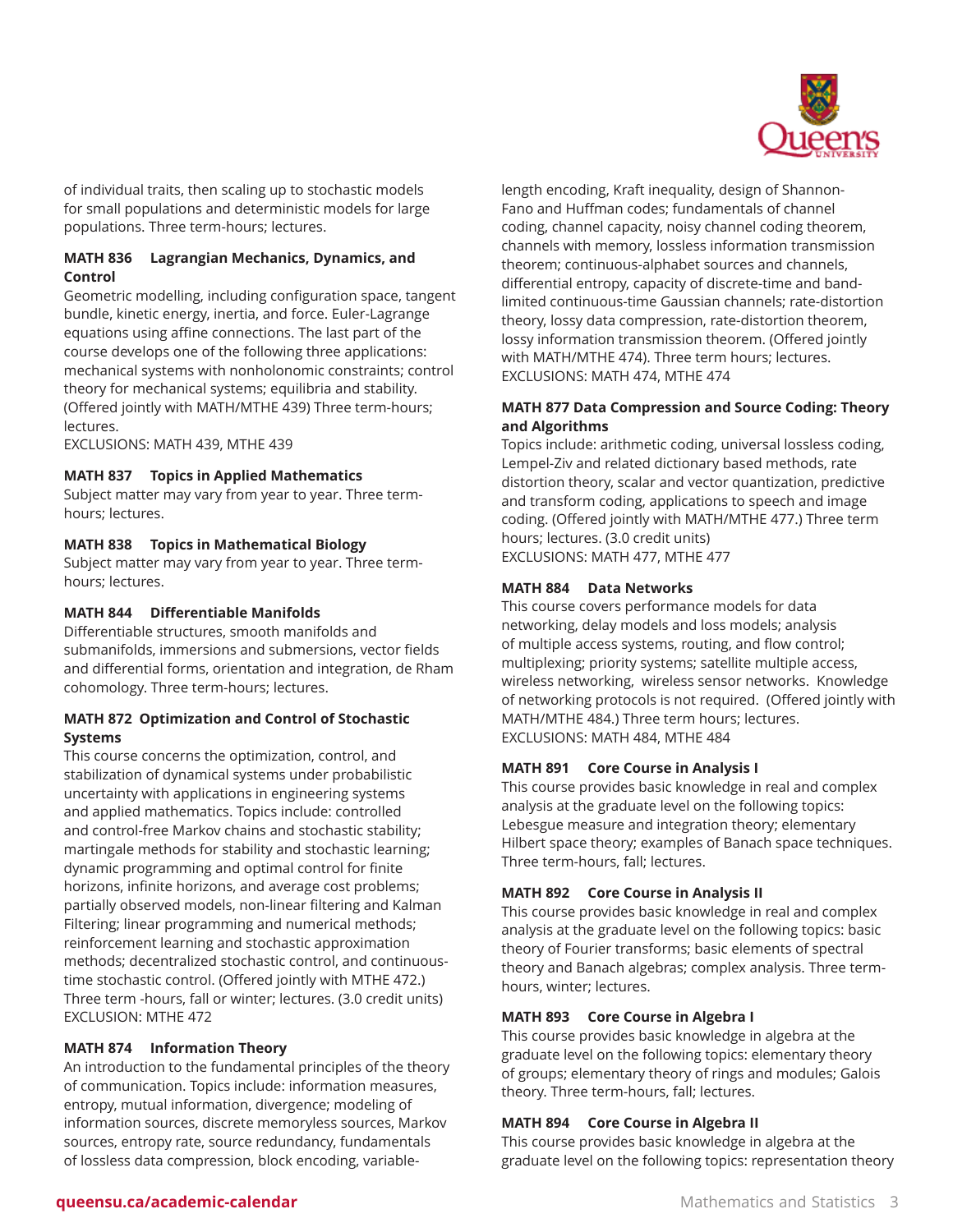of individual traits, then scaling up to stochastic models for small populations and deterministic models for large populations. Three term-hours; lectures.

**MATH 836 Lagrangian Mechanics, Dynamics, and Control**
Geometric modelling, including configuration space, tangent bundle, kinetic energy, inertia, and force. Euler-Lagrange equations using affine connections. The last part of the course develops one of the following three applications: mechanical systems with nonholonomic constraints; control theory for mechanical systems; equilibria and stability. (Offered jointly with MATH/MTHE 439) Three term-hours; lectures.
EXCLUSIONS: MATH 439, MTHE 439

**MATH 837 Topics in Applied Mathematics**
Subject matter may vary from year to year. Three term-hours; lectures.

**MATH 838 Topics in Mathematical Biology**
Subject matter may vary from year to year. Three term-hours; lectures.

**MATH 844 Differentiable Manifolds**
Differentiable structures, smooth manifolds and submanifolds, immersions and submersions, vector fields and differential forms, orientation and integration, de Rham cohomology. Three term-hours; lectures.

**MATH 872 Optimization and Control of Stochastic Systems**
This course concerns the optimization, control, and stabilization of dynamical systems under probabilistic uncertainty with applications in engineering systems and applied mathematics. Topics include: controlled and control-free Markov chains and stochastic stability; martingale methods for stability and stochastic learning; dynamic programming and optimal control for finite horizons, infinite horizons, and average cost problems; partially observed models, non-linear filtering and Kalman Filtering; linear programming and numerical methods; reinforcement learning and stochastic approximation methods; decentralized stochastic control, and continuous-time stochastic control. (Offered jointly with MTHE 472.) Three term -hours, fall or winter; lectures. (3.0 credit units)
EXCLUSION: MTHE 472

**MATH 874 Information Theory**
An introduction to the fundamental principles of the theory of communication. Topics include: information measures, entropy, mutual information, divergence; modeling of information sources, discrete memoryless sources, Markov sources, entropy rate, source redundancy, fundamentals of lossless data compression, block encoding, variable-length encoding, Kraft inequality, design of Shannon-Fano and Huffman codes; fundamentals of channel coding, channel capacity, noisy channel coding theorem, channels with memory, lossless information transmission theorem; continuous-alphabet sources and channels, differential entropy, capacity of discrete-time and band-limited continuous-time Gaussian channels; rate-distortion theory, lossy data compression, rate-distortion theorem, lossy information transmission theorem. (Offered jointly with MATH/MTHE 474). Three term hours; lectures.
EXCLUSIONS: MATH 474, MTHE 474

**MATH 877 Data Compression and Source Coding: Theory and Algorithms**
Topics include: arithmetic coding, universal lossless coding, Lempel-Ziv and related dictionary based methods, rate distortion theory, scalar and vector quantization, predictive and transform coding, applications to speech and image coding. (Offered jointly with MATH/MTHE 477.) Three term hours; lectures. (3.0 credit units)
EXCLUSIONS: MATH 477, MTHE 477

**MATH 884 Data Networks**
This course covers performance models for data networking, delay models and loss models; analysis of multiple access systems, routing, and flow control; multiplexing; priority systems; satellite multiple access, wireless networking, wireless sensor networks. Knowledge of networking protocols is not required. (Offered jointly with MATH/MTHE 484.) Three term hours; lectures.
EXCLUSIONS: MATH 484, MTHE 484

**MATH 891 Core Course in Analysis I**
This course provides basic knowledge in real and complex analysis at the graduate level on the following topics: Lebesgue measure and integration theory; elementary Hilbert space theory; examples of Banach space techniques. Three term-hours, fall; lectures.

**MATH 892 Core Course in Analysis II**
This course provides basic knowledge in real and complex analysis at the graduate level on the following topics: basic theory of Fourier transforms; basic elements of spectral theory and Banach algebras; complex analysis. Three term-hours, winter; lectures.

**MATH 893 Core Course in Algebra I**
This course provides basic knowledge in algebra at the graduate level on the following topics: elementary theory of groups; elementary theory of rings and modules; Galois theory. Three term-hours, fall; lectures.

**MATH 894 Core Course in Algebra II**
This course provides basic knowledge in algebra at the graduate level on the following topics: representation theory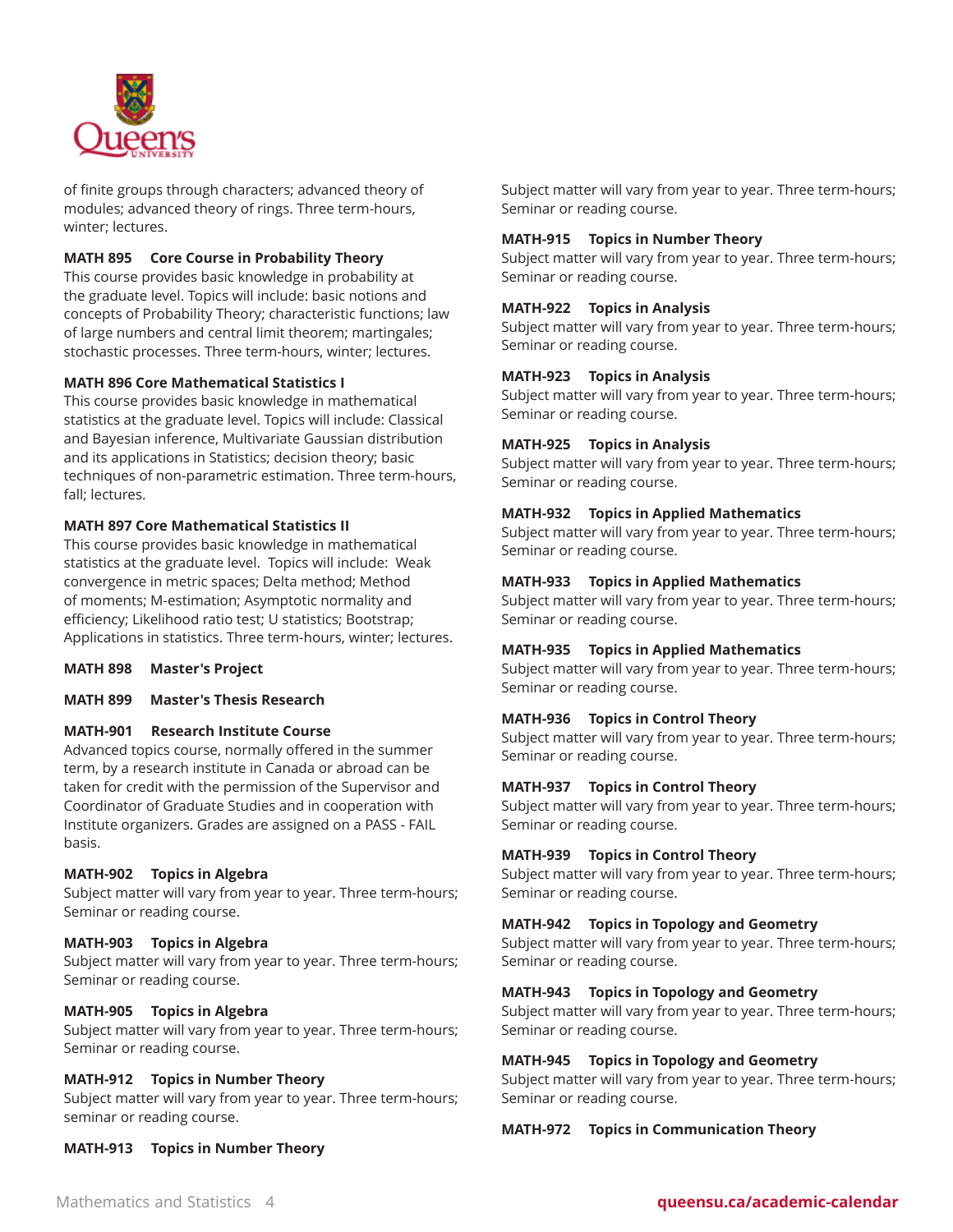of finite groups through characters; advanced theory of modules; advanced theory of rings. Three term-hours, winter; lectures.

**MATH 895 Core Course in Probability Theory**
This course provides basic knowledge in probability at the graduate level. Topics will include: basic notions and concepts of Probability Theory; characteristic functions; law of large numbers and central limit theorem; martingales; stochastic processes. Three term-hours, winter; lectures.

**MATH 896 Core Mathematical Statistics I**
This course provides basic knowledge in mathematical statistics at the graduate level. Topics will include: Classical and Bayesian inference, Multivariate Gaussian distribution and its applications in Statistics; decision theory; basic techniques of non-parametric estimation. Three term-hours, fall; lectures.

**MATH 897 Core Mathematical Statistics II**
This course provides basic knowledge in mathematical statistics at the graduate level. Topics will include: Weak convergence in metric spaces; Delta method; Method of moments; M-estimation; Asymptotic normality and efficiency; Likelihood ratio test; U statistics; Bootstrap; Applications in statistics. Three term-hours, winter; lectures.

**MATH 898 Master's Project**

**MATH 899 Master's Thesis Research**

**MATH-901 Research Institute Course**
Advanced topics course, normally offered in the summer term, by a research institute in Canada or abroad can be taken for credit with the permission of the Supervisor and Coordinator of Graduate Studies and in cooperation with Institute organizers. Grades are assigned on a PASS - FAIL basis.

**MATH-902 Topics in Algebra**
Subject matter will vary from year to year. Three term-hours; Seminar or reading course.

**MATH-903 Topics in Algebra**
Subject matter will vary from year to year. Three term-hours; Seminar or reading course.

**MATH-905 Topics in Algebra**
Subject matter will vary from year to year. Three term-hours; Seminar or reading course.

**MATH-912 Topics in Number Theory**
Subject matter will vary from year to year. Three term-hours; seminar or reading course.

**MATH-913 Topics in Number Theory**
Subject matter will vary from year to year. Three term-hours; Seminar or reading course.

**MATH-915 Topics in Number Theory**
Subject matter will vary from year to year. Three term-hours; Seminar or reading course.

**MATH-922 Topics in Analysis**
Subject matter will vary from year to year. Three term-hours; Seminar or reading course.

**MATH-923 Topics in Analysis**
Subject matter will vary from year to year. Three term-hours; Seminar or reading course.

**MATH-925 Topics in Analysis**
Subject matter will vary from year to year. Three term-hours; Seminar or reading course.

**MATH-932 Topics in Applied Mathematics**
Subject matter will vary from year to year. Three term-hours; Seminar or reading course.

**MATH-933 Topics in Applied Mathematics**
Subject matter will vary from year to year. Three term-hours; Seminar or reading course.

**MATH-935 Topics in Applied Mathematics**
Subject matter will vary from year to year. Three term-hours; Seminar or reading course.

**MATH-936 Topics in Control Theory**
Subject matter will vary from year to year. Three term-hours; Seminar or reading course.

**MATH-937 Topics in Control Theory**
Subject matter will vary from year to year. Three term-hours; Seminar or reading course.

**MATH-939 Topics in Control Theory**
Subject matter will vary from year to year. Three term-hours; Seminar or reading course.

**MATH-942 Topics in Topology and Geometry**
Subject matter will vary from year to year. Three term-hours; Seminar or reading course.

**MATH-943 Topics in Topology and Geometry**
Subject matter will vary from year to year. Three term-hours; Seminar or reading course.

**MATH-945 Topics in Topology and Geometry**
Subject matter will vary from year to year. Three term-hours; Seminar or reading course.

**MATH-972 Topics in Communication Theory**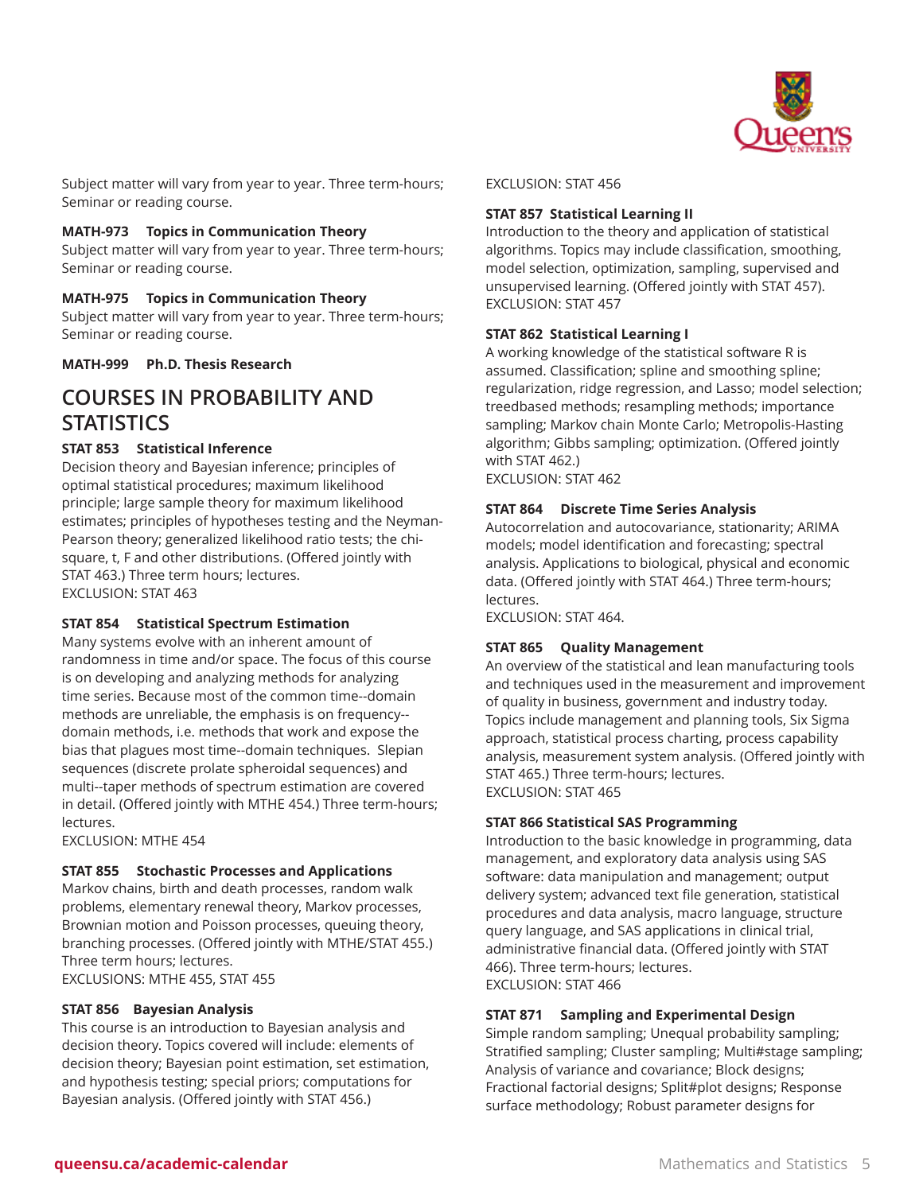Subject matter will vary from year to year. Three term-hours; Seminar or reading course.

**MATH-973 Topics in Communication Theory**
Subject matter will vary from year to year. Three term-hours; Seminar or reading course.

**MATH-975 Topics in Communication Theory**
Subject matter will vary from year to year. Three term-hours; Seminar or reading course.

**MATH-999 Ph.D. Thesis Research**

## COURSES IN PROBABILITY AND STATISTICS

**STAT 853 Statistical Inference**
Decision theory and Bayesian inference; principles of optimal statistical procedures; maximum likelihood principle; large sample theory for maximum likelihood estimates; principles of hypotheses testing and the Neyman-Pearson theory; generalized likelihood ratio tests; the chi-square, t, F and other distributions. (Offered jointly with STAT 463.) Three term hours; lectures.
EXCLUSION: STAT 463

**STAT 854 Statistical Spectrum Estimation**
Many systems evolve with an inherent amount of randomness in time and/or space. The focus of this course is on developing and analyzing methods for analyzing time series. Because most of the common time--domain methods are unreliable, the emphasis is on frequency--domain methods, i.e. methods that work and expose the bias that plagues most time--domain techniques. Slepian sequences (discrete prolate spheroidal sequences) and multi--taper methods of spectrum estimation are covered in detail. (Offered jointly with MTHE 454.) Three term-hours; lectures.
EXCLUSION: MTHE 454

**STAT 855 Stochastic Processes and Applications**
Markov chains, birth and death processes, random walk problems, elementary renewal theory, Markov processes, Brownian motion and Poisson processes, queuing theory, branching processes. (Offered jointly with MTHE/STAT 455.) Three term hours; lectures.
EXCLUSIONS: MTHE 455, STAT 455

**STAT 856 Bayesian Analysis**
This course is an introduction to Bayesian analysis and decision theory. Topics covered will include: elements of decision theory; Bayesian point estimation, set estimation, and hypothesis testing; special priors; computations for Bayesian analysis. (Offered jointly with STAT 456.)
EXCLUSION: STAT 456

**STAT 857 Statistical Learning II**
Introduction to the theory and application of statistical algorithms. Topics may include classification, smoothing, model selection, optimization, sampling, supervised and unsupervised learning. (Offered jointly with STAT 457).
EXCLUSION: STAT 457

**STAT 862 Statistical Learning I**
A working knowledge of the statistical software R is assumed. Classification; spline and smoothing spline; regularization, ridge regression, and Lasso; model selection; treedbased methods; resampling methods; importance sampling; Markov chain Monte Carlo; Metropolis-Hasting algorithm; Gibbs sampling; optimization. (Offered jointly with STAT 462.)
EXCLUSION: STAT 462

**STAT 864 Discrete Time Series Analysis**
Autocorrelation and autocovariance, stationarity; ARIMA models; model identification and forecasting; spectral analysis. Applications to biological, physical and economic data. (Offered jointly with STAT 464.) Three term-hours; lectures.
EXCLUSION: STAT 464.

**STAT 865 Quality Management**
An overview of the statistical and lean manufacturing tools and techniques used in the measurement and improvement of quality in business, government and industry today. Topics include management and planning tools, Six Sigma approach, statistical process charting, process capability analysis, measurement system analysis. (Offered jointly with STAT 465.) Three term-hours; lectures.
EXCLUSION: STAT 465

**STAT 866 Statistical SAS Programming**
Introduction to the basic knowledge in programming, data management, and exploratory data analysis using SAS software: data manipulation and management; output delivery system; advanced text file generation, statistical procedures and data analysis, macro language, structure query language, and SAS applications in clinical trial, administrative financial data. (Offered jointly with STAT 466). Three term-hours; lectures.
EXCLUSION: STAT 466

**STAT 871 Sampling and Experimental Design**
Simple random sampling; Unequal probability sampling; Stratified sampling; Cluster sampling; Multi#stage sampling; Analysis of variance and covariance; Block designs; Fractional factorial designs; Split#plot designs; Response surface methodology; Robust parameter designs for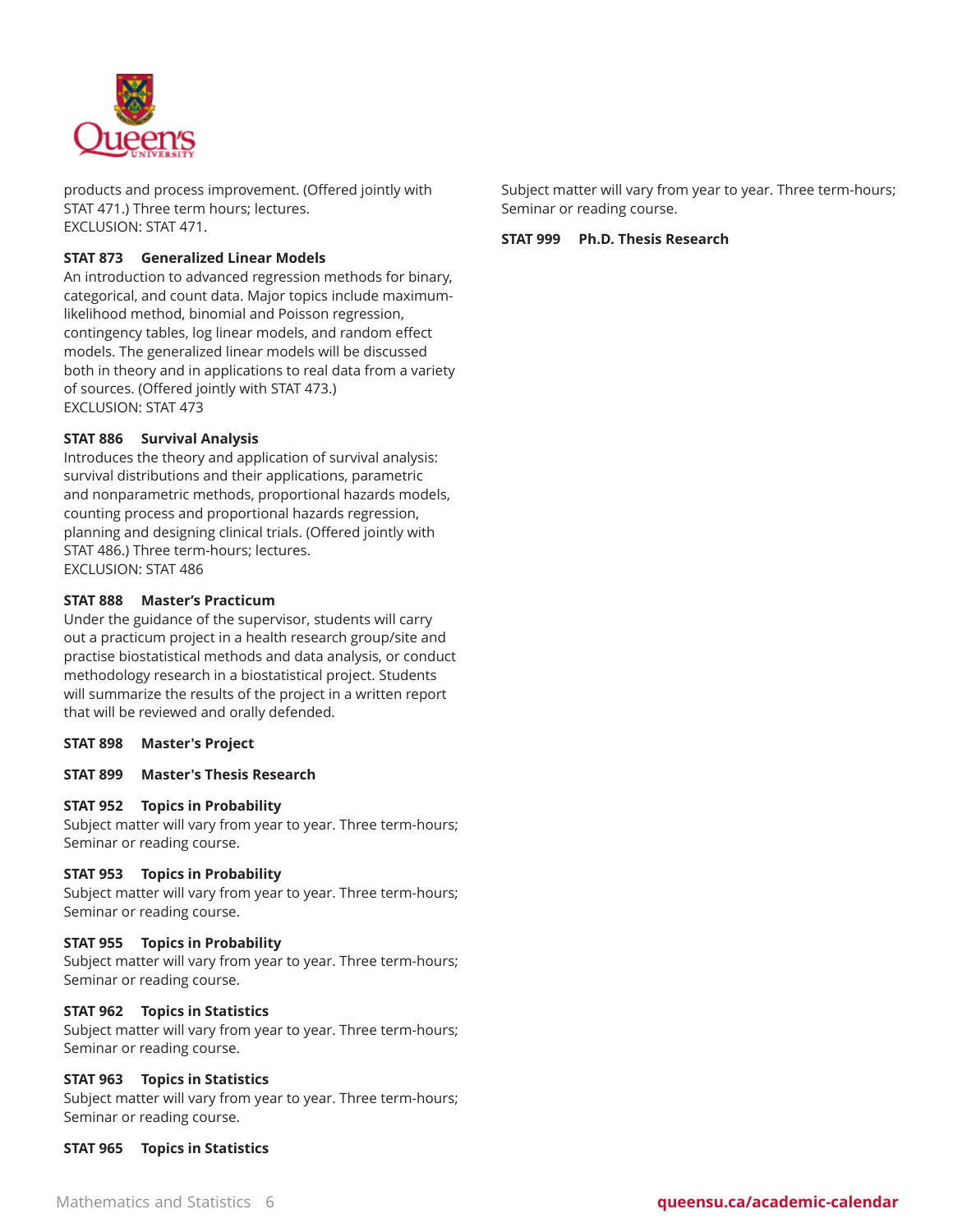products and process improvement. (Offered jointly with STAT 471.) Three term hours; lectures.
EXCLUSION: STAT 471.

**STAT 873 Generalized Linear Models**
An introduction to advanced regression methods for binary, categorical, and count data. Major topics include maximum-likelihood method, binomial and Poisson regression, contingency tables, log linear models, and random effect models. The generalized linear models will be discussed both in theory and in applications to real data from a variety of sources. (Offered jointly with STAT 473.)
EXCLUSION: STAT 473

**STAT 886 Survival Analysis**
Introduces the theory and application of survival analysis: survival distributions and their applications, parametric and nonparametric methods, proportional hazards models, counting process and proportional hazards regression, planning and designing clinical trials. (Offered jointly with STAT 486.) Three term-hours; lectures.
EXCLUSION: STAT 486

**STAT 888 Master's Practicum**
Under the guidance of the supervisor, students will carry out a practicum project in a health research group/site and practise biostatistical methods and data analysis, or conduct methodology research in a biostatistical project. Students will summarize the results of the project in a written report that will be reviewed and orally defended.

**STAT 898 Master's Project**

**STAT 899 Master's Thesis Research**

**STAT 952 Topics in Probability**
Subject matter will vary from year to year. Three term-hours; Seminar or reading course.

**STAT 953 Topics in Probability**
Subject matter will vary from year to year. Three term-hours; Seminar or reading course.

**STAT 955 Topics in Probability**
Subject matter will vary from year to year. Three term-hours; Seminar or reading course.

**STAT 962 Topics in Statistics**
Subject matter will vary from year to year. Three term-hours; Seminar or reading course.

**STAT 963 Topics in Statistics**
Subject matter will vary from year to year. Three term-hours; Seminar or reading course.

**STAT 965 Topics in Statistics**
Subject matter will vary from year to year. Three term-hours; Seminar or reading course.

**STAT 999 Ph.D. Thesis Research**